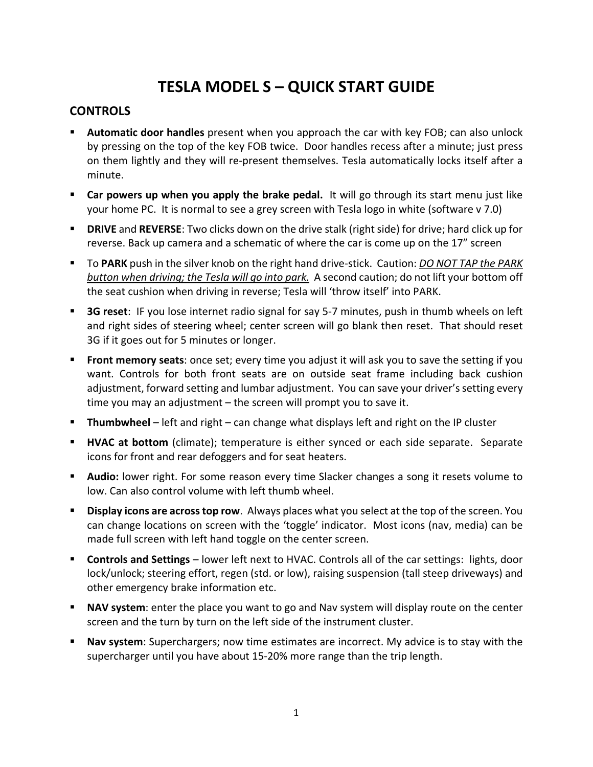# TESLA MODEL S – QUICK START GUIDE

## CONTROLS

- **Automatic door handles** present when you approach the car with key FOB; can also unlock by pressing on the top of the key FOB twice. Door handles recess after a minute; just press on them lightly and they will re-present themselves. Tesla automatically locks itself after a minute.
- **Car powers up when you apply the brake pedal.** It will go through its start menu just like your home PC. It is normal to see a grey screen with Tesla logo in white (software v 7.0)
- **DRIVE** and **REVERSE**: Two clicks down on the drive stalk (right side) for drive; hard click up for reverse. Back up camera and a schematic of where the car is come up on the 17" screen
- To **PARK** push in the silver knob on the right hand drive-stick. Caution: *DO NOT TAP the PARK button when driving; the Tesla will go into park.* A second caution; do not lift your bottom off the seat cushion when driving in reverse; Tesla will 'throw itself' into PARK.
- **3G reset**: IF you lose internet radio signal for say 5-7 minutes, push in thumb wheels on left and right sides of steering wheel; center screen will go blank then reset. That should reset 3G if it goes out for 5 minutes or longer.
- **Front memory seats**: once set; every time you adjust it will ask you to save the setting if you want. Controls for both front seats are on outside seat frame including back cushion adjustment, forward setting and lumbar adjustment. You can save your driver's setting every time you may an adjustment – the screen will prompt you to save it.
- **Thumbwheel** – left and right – can change what displays left and right on the IP cluster
- **HVAC at bottom** (climate); temperature is either synced or each side separate. Separate icons for front and rear defoggers and for seat heaters.
- **Audio:** lower right. For some reason every time Slacker changes a song it resets volume to low. Can also control volume with left thumb wheel.
- **Display icons are across top row**. Always places what you select at the top of the screen. You can change locations on screen with the 'toggle' indicator. Most icons (nav, media) can be made full screen with left hand toggle on the center screen.
- **Controls and Settings** – lower left next to HVAC. Controls all of the car settings: lights, door lock/unlock; steering effort, regen (std. or low), raising suspension (tall steep driveways) and other emergency brake information etc.
- **NAV system**: enter the place you want to go and Nav system will display route on the center screen and the turn by turn on the left side of the instrument cluster.
- **Nav system**: Superchargers; now time estimates are incorrect. My advice is to stay with the supercharger until you have about 15-20% more range than the trip length.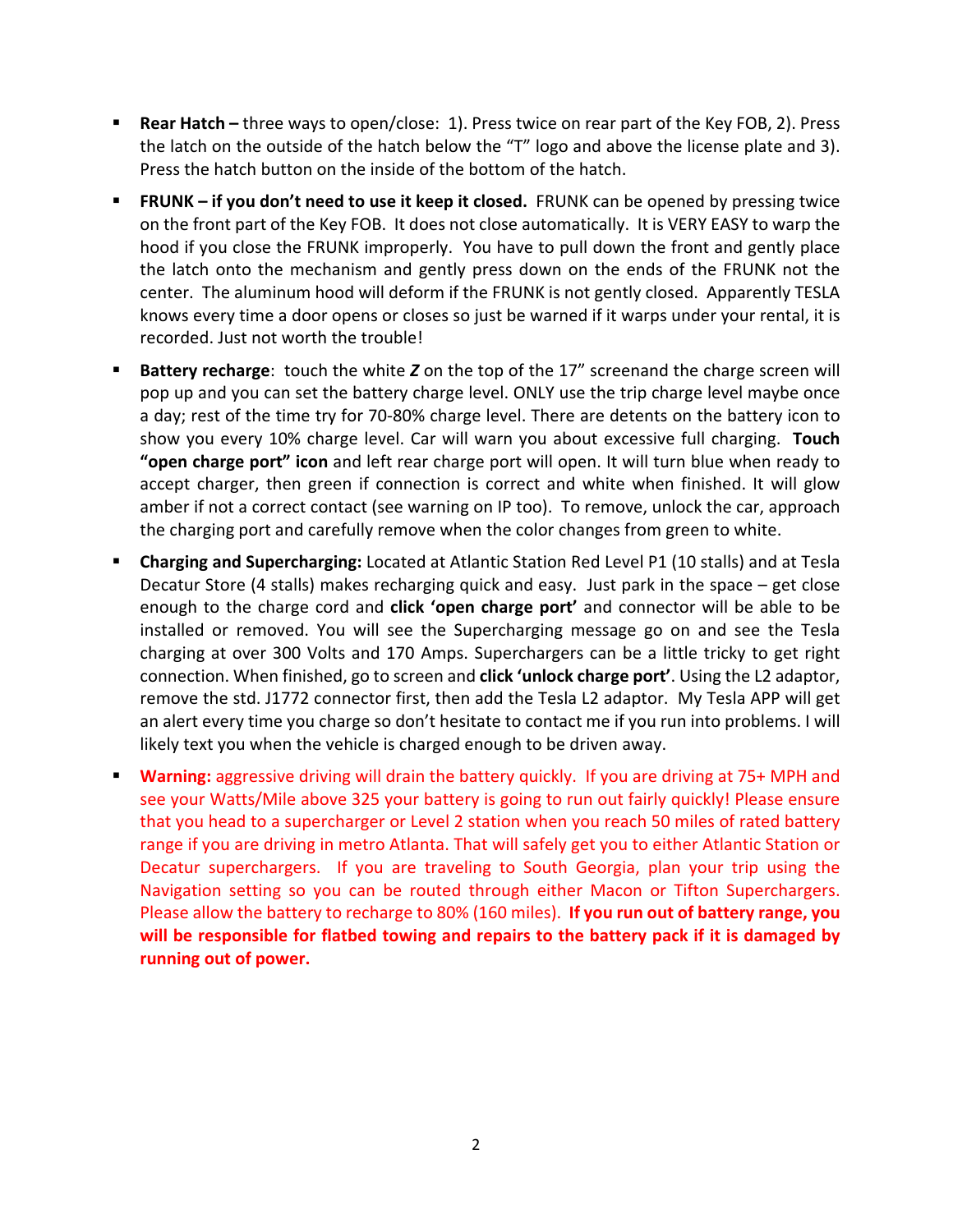- **Rear Hatch –** three ways to open/close: 1). Press twice on rear part of the Key FOB, 2). Press the latch on the outside of the hatch below the "T" logo and above the license plate and 3). Press the hatch button on the inside of the bottom of the hatch.
- **FRUNK – if you don't need to use it keep it closed.** FRUNK can be opened by pressing twice on the front part of the Key FOB. It does not close automatically. It is VERY EASY to warp the hood if you close the FRUNK improperly. You have to pull down the front and gently place the latch onto the mechanism and gently press down on the ends of the FRUNK not the center. The aluminum hood will deform if the FRUNK is not gently closed. Apparently TESLA knows every time a door opens or closes so just be warned if it warps under your rental, it is recorded. Just not worth the trouble!
- **Battery recharge**: touch the white ***Z*** on the top of the 17" screenand the charge screen will pop up and you can set the battery charge level. ONLY use the trip charge level maybe once a day; rest of the time try for 70-80% charge level. There are detents on the battery icon to show you every 10% charge level. Car will warn you about excessive full charging. **Touch "open charge port" icon** and left rear charge port will open. It will turn blue when ready to accept charger, then green if connection is correct and white when finished. It will glow amber if not a correct contact (see warning on IP too). To remove, unlock the car, approach the charging port and carefully remove when the color changes from green to white.
- **Charging and Supercharging:** Located at Atlantic Station Red Level P1 (10 stalls) and at Tesla Decatur Store (4 stalls) makes recharging quick and easy. Just park in the space – get close enough to the charge cord and **click 'open charge port'** and connector will be able to be installed or removed. You will see the Supercharging message go on and see the Tesla charging at over 300 Volts and 170 Amps. Superchargers can be a little tricky to get right connection. When finished, go to screen and **click 'unlock charge port'**. Using the L2 adaptor, remove the std. J1772 connector first, then add the Tesla L2 adaptor. My Tesla APP will get an alert every time you charge so don't hesitate to contact me if you run into problems. I will likely text you when the vehicle is charged enough to be driven away.
- **Warning:** aggressive driving will drain the battery quickly. If you are driving at 75+ MPH and see your Watts/Mile above 325 your battery is going to run out fairly quickly! Please ensure that you head to a supercharger or Level 2 station when you reach 50 miles of rated battery range if you are driving in metro Atlanta. That will safely get you to either Atlantic Station or Decatur superchargers. If you are traveling to South Georgia, plan your trip using the Navigation setting so you can be routed through either Macon or Tifton Superchargers. Please allow the battery to recharge to 80% (160 miles). **If you run out of battery range, you will be responsible for flatbed towing and repairs to the battery pack if it is damaged by running out of power.**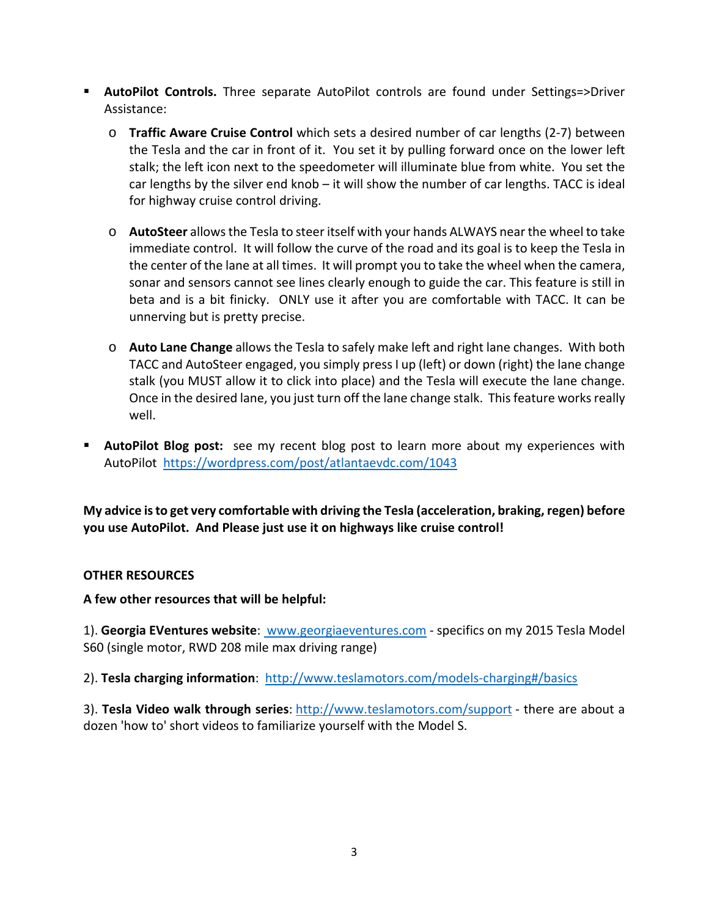- **AutoPilot Controls.** Three separate AutoPilot controls are found under Settings=>Driver Assistance:
  - **Traffic Aware Cruise Control** which sets a desired number of car lengths (2-7) between the Tesla and the car in front of it. You set it by pulling forward once on the lower left stalk; the left icon next to the speedometer will illuminate blue from white. You set the car lengths by the silver end knob – it will show the number of car lengths. TACC is ideal for highway cruise control driving.
  - **AutoSteer** allows the Tesla to steer itself with your hands ALWAYS near the wheel to take immediate control. It will follow the curve of the road and its goal is to keep the Tesla in the center of the lane at all times. It will prompt you to take the wheel when the camera, sonar and sensors cannot see lines clearly enough to guide the car. This feature is still in beta and is a bit finicky. ONLY use it after you are comfortable with TACC. It can be unnerving but is pretty precise.
  - **Auto Lane Change** allows the Tesla to safely make left and right lane changes. With both TACC and AutoSteer engaged, you simply press I up (left) or down (right) the lane change stalk (you MUST allow it to click into place) and the Tesla will execute the lane change. Once in the desired lane, you just turn off the lane change stalk. This feature works really well.
- **AutoPilot Blog post:** see my recent blog post to learn more about my experiences with AutoPilot https://wordpress.com/post/atlantaevdc.com/1043

**My advice is to get very comfortable with driving the Tesla (acceleration, braking, regen) before you use AutoPilot. And Please just use it on highways like cruise control!**

**OTHER RESOURCES**

**A few other resources that will be helpful:**

1). **Georgia EVentures website**: www.georgiaeventures.com - specifics on my 2015 Tesla Model S60 (single motor, RWD 208 mile max driving range)

2). **Tesla charging information**: http://www.teslamotors.com/models-charging#/basics

3). **Tesla Video walk through series**: http://www.teslamotors.com/support - there are about a dozen 'how to' short videos to familiarize yourself with the Model S.